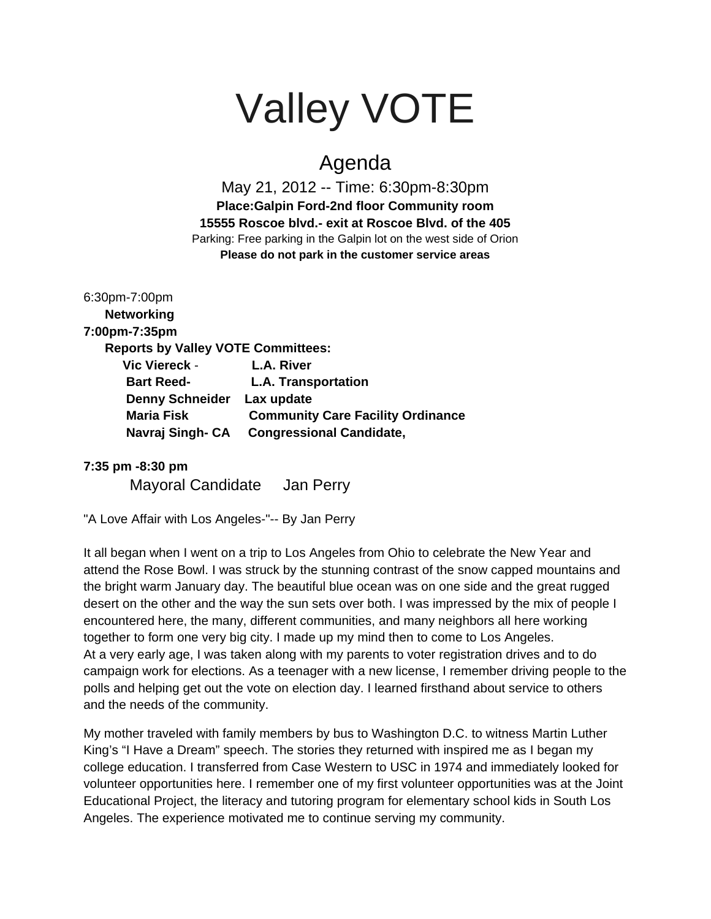# Valley VOTE

## Agenda

May 21, 2012 -- Time: 6:30pm-8:30pm

**Place:Galpin Ford-2nd floor Community room**

**15555 Roscoe blvd.- exit at Roscoe Blvd. of the 405**

Parking: Free parking in the Galpin lot on the west side of Orion

**Please do not park in the customer service areas**

6:30pm-7:00pm

**Networking**

**7:00pm-7:35pm**

**Reports by Valley VOTE Committees:**

**Vic Viereck** - **L.A. River**

**Bart Reed-** **L.A. Transportation**

**Denny Schneider** **Lax update**

**Maria Fisk** **Community Care Facility Ordinance**

**Navraj Singh- CA** **Congressional Candidate,**

**7:35 pm -8:30 pm**

Mayoral Candidate Jan Perry

"A Love Affair with Los Angeles-"-- By Jan Perry

It all began when I went on a trip to Los Angeles from Ohio to celebrate the New Year and attend the Rose Bowl. I was struck by the stunning contrast of the snow capped mountains and the bright warm January day. The beautiful blue ocean was on one side and the great rugged desert on the other and the way the sun sets over both. I was impressed by the mix of people I encountered here, the many, different communities, and many neighbors all here working together to form one very big city. I made up my mind then to come to Los Angeles.
At a very early age, I was taken along with my parents to voter registration drives and to do campaign work for elections. As a teenager with a new license, I remember driving people to the polls and helping get out the vote on election day. I learned firsthand about service to others and the needs of the community.

My mother traveled with family members by bus to Washington D.C. to witness Martin Luther King's "I Have a Dream" speech. The stories they returned with inspired me as I began my college education. I transferred from Case Western to USC in 1974 and immediately looked for volunteer opportunities here. I remember one of my first volunteer opportunities was at the Joint Educational Project, the literacy and tutoring program for elementary school kids in South Los Angeles. The experience motivated me to continue serving my community.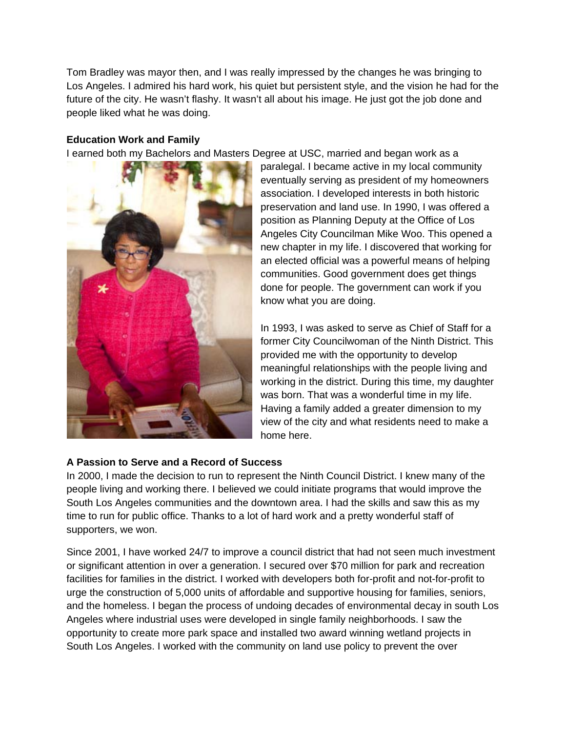Tom Bradley was mayor then, and I was really impressed by the changes he was bringing to Los Angeles. I admired his hard work, his quiet but persistent style, and the vision he had for the future of the city. He wasn't flashy. It wasn't all about his image. He just got the job done and people liked what he was doing.

**Education Work and Family**

I earned both my Bachelors and Masters Degree at USC, married and began work as a paralegal. I became active in my local community eventually serving as president of my homeowners association. I developed interests in both historic preservation and land use. In 1990, I was offered a position as Planning Deputy at the Office of Los Angeles City Councilman Mike Woo. This opened a new chapter in my life. I discovered that working for an elected official was a powerful means of helping communities. Good government does get things done for people. The government can work if you know what you are doing.

In 1993, I was asked to serve as Chief of Staff for a former City Councilwoman of the Ninth District. This provided me with the opportunity to develop meaningful relationships with the people living and working in the district. During this time, my daughter was born. That was a wonderful time in my life. Having a family added a greater dimension to my view of the city and what residents need to make a home here.

**A Passion to Serve and a Record of Success**

In 2000, I made the decision to run to represent the Ninth Council District. I knew many of the people living and working there. I believed we could initiate programs that would improve the South Los Angeles communities and the downtown area. I had the skills and saw this as my time to run for public office. Thanks to a lot of hard work and a pretty wonderful staff of supporters, we won.

Since 2001, I have worked 24/7 to improve a council district that had not seen much investment or significant attention in over a generation. I secured over $70 million for park and recreation facilities for families in the district. I worked with developers both for-profit and not-for-profit to urge the construction of 5,000 units of affordable and supportive housing for families, seniors, and the homeless. I began the process of undoing decades of environmental decay in south Los Angeles where industrial uses were developed in single family neighborhoods. I saw the opportunity to create more park space and installed two award winning wetland projects in South Los Angeles. I worked with the community on land use policy to prevent the over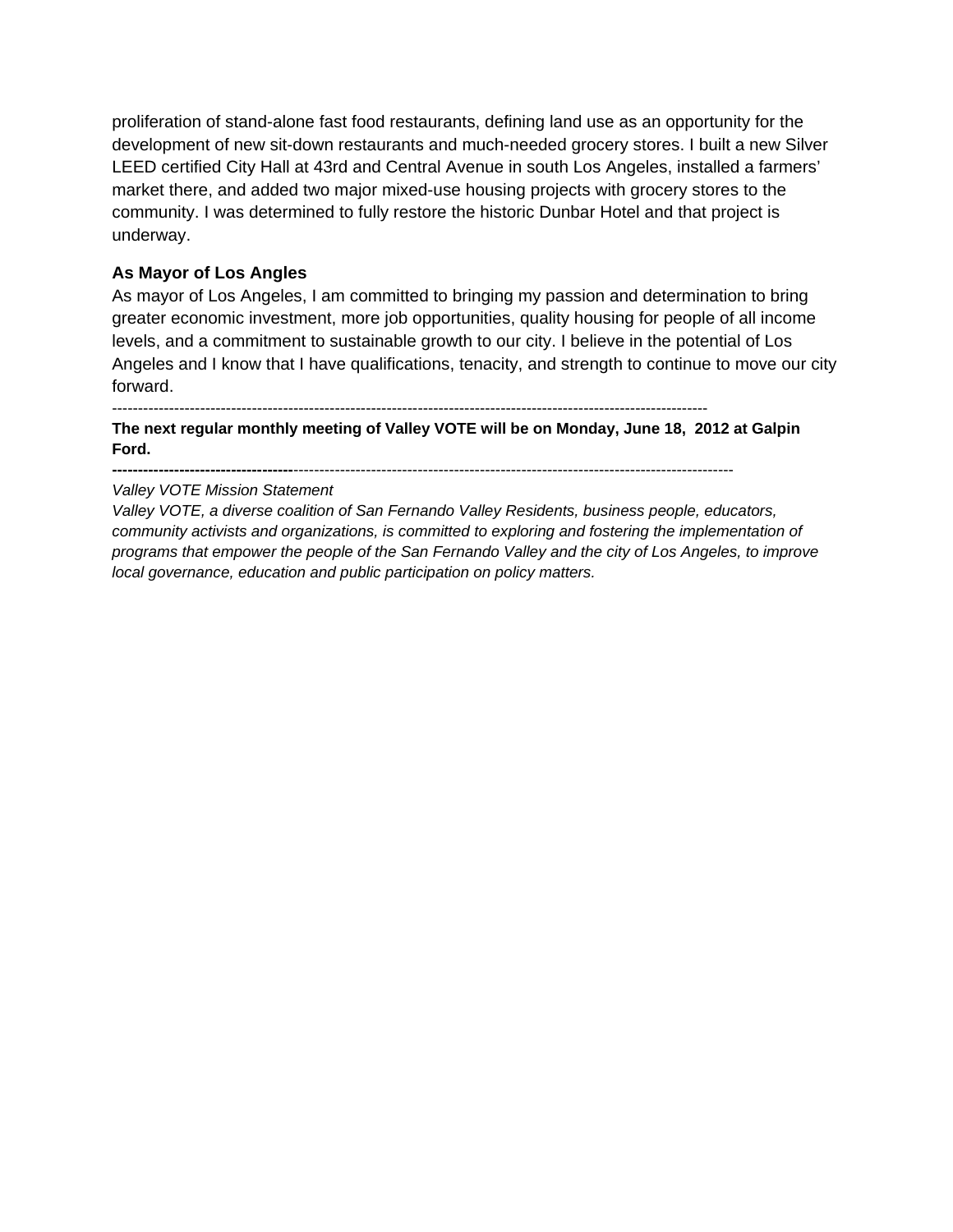proliferation of stand-alone fast food restaurants, defining land use as an opportunity for the development of new sit-down restaurants and much-needed grocery stores. I built a new Silver LEED certified City Hall at 43rd and Central Avenue in south Los Angeles, installed a farmers' market there, and added two major mixed-use housing projects with grocery stores to the community. I was determined to fully restore the historic Dunbar Hotel and that project is underway.

**As Mayor of Los Angles**

As mayor of Los Angeles, I am committed to bringing my passion and determination to bring greater economic investment, more job opportunities, quality housing for people of all income levels, and a commitment to sustainable growth to our city. I believe in the potential of Los Angeles and I know that I have qualifications, tenacity, and strength to continue to move our city forward.

---

**The next regular monthly meeting of Valley VOTE will be on Monday, June 18, 2012 at Galpin Ford.**

---

*Valley VOTE Mission Statement*

*Valley VOTE, a diverse coalition of San Fernando Valley Residents, business people, educators, community activists and organizations, is committed to exploring and fostering the implementation of programs that empower the people of the San Fernando Valley and the city of Los Angeles, to improve local governance, education and public participation on policy matters.*